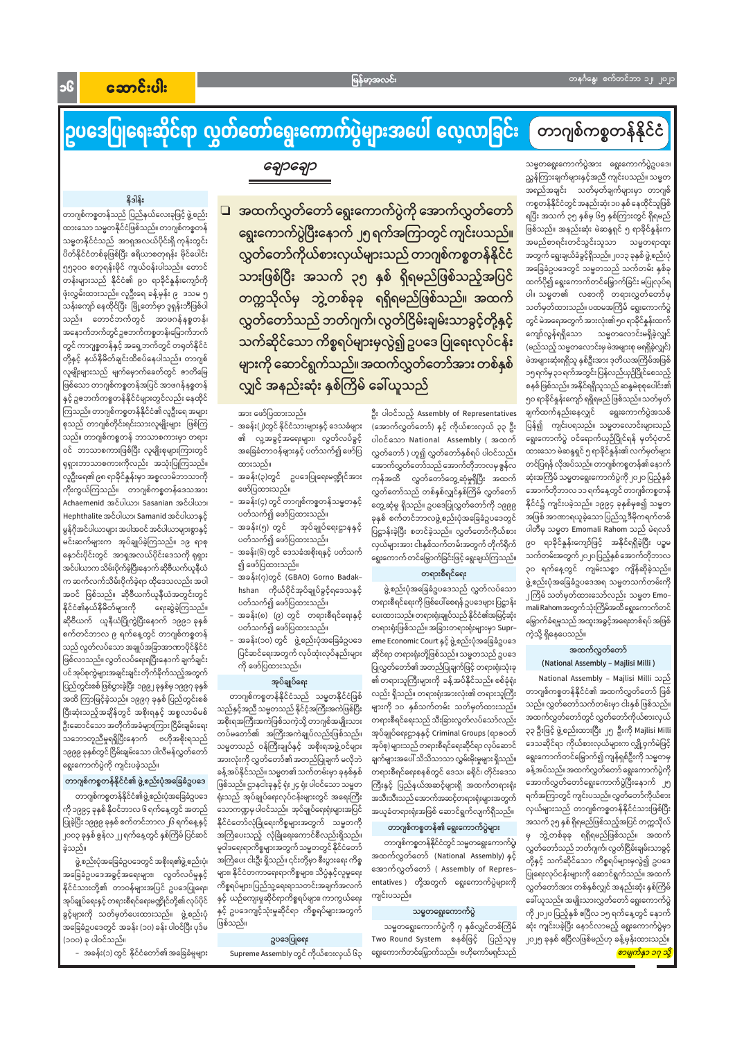# ဥပဒေပြုရေးဆိုင်ရာ လွှတ်တော်ရွေးကောက်ပွဲများအပေါ် လေ့လာခြင်း

## တာဂျစ်ကစ္စတန်နိုင်ငံ

ချောချော

> ❏ အထက်လွှတ်တော် ရွေးကောက်ပွဲကို အောက်လွှတ်တော် ရွေးကောက်ပွဲပြီးနောက် ၂၅ ရက်အကြာတွင် ကျင်းပသည်။ လွှတ်တော်ကိုယ်စားလှယ်များသည် တာဂျစ်ကစ္စတန်နိုင်ငံသားဖြစ်ပြီး အသက် ၃၅ နှစ် ရှိရမည်ဖြစ်သည့်အပြင် တက္ကသိုလ်မှ ဘွဲ့တစ်ခုခု ရရှိရမည်ဖြစ်သည်။ အထက်လွှတ်တော်သည် ဘတ်ဂျက်၊ လွှတ်ငြိမ်းချမ်းသာခွင့်တို့နှင့် သက်ဆိုင်သော ကိစ္စရပ်များမှလွဲ၍ ဥပဒေ ပြုရေးလုပ်ငန်းများကို ဆောင်ရွက်သည်။ အထက်လွှတ်တော်အား တစ်နှစ်လျှင် အနည်းဆုံး နှစ်ကြိမ် ခေါ်ယူသည်

### နိဒါန်း

တာဂျစ်ကစ္စတန်သည် ပြည်နယ်လေးခုဖြင့် ဖွဲ့စည်းထားသော သမ္မတနိုင်ငံဖြစ်သည်။ တာဂျစ်ကစ္စတန်သမ္မတနိုင်ငံသည် အာရှအလယ်ပိုင်းရှိ ကုန်းတွင်းပိတ်နိုင်ငံတစ်ခုဖြစ်ပြီး ဧရိယာစတုရန်း မိုင်ပေါင်း ၅၅၃၀၀ စတုရန်းမိုင် ကျယ်ဝန်းပါသည်။ တောင်တန်းများသည် နိုင်ငံ၏ ၉၀ ရာခိုင်နှုန်းကျော်ကို ဖုံးလွှမ်းထားသည်။ လူဦးရေ ခန့်မှန်း ၉ သန်း ၅ သန်းကျော် နေထိုင်ပြီး မြို့တော်မှာ ဒုရှန်ဘီဖြစ်ပါသည်။ တောင်ဘက်တွင် အာဖဂန်နစ္စတန်၊ အနောက်ဘက်တွင် ဥဇဘက်ကစ္စတန်၊ မြောက်ဘက်တွင် ကာဂျစ္စတန်နှင့် အရှေ့ဘက်တွင် တရုတ်နိုင်ငံတို့နှင့် နယ်နိမိတ်ချင်းထိစပ်နေပါသည်။ တာဂျစ်လူမျိုးများသည် မျက်မှောက်ခေတ်တွင် ဇာတိမြေဖြစ်သော တာဂျစ်ကစ္စတန်နိုင်ငံ အာဖဂန်နစ္စတန်နှင့် ဥဇဘက်ကစ္စတန်နိုင်ငံများတွင်လည်း နေထိုင်ကြသည်။ တာဂျစ်ကစ္စတန်၏ လူဦးရေ အများစုသည် တာဂျစ်တိုင်းရင်းသားလူမျိုးများ ဖြစ်ကြသည်။ တာဂျစ်ကစ္စတန် ဘာသာစကားမှာ တရားဝင် ဘာသာစကားဖြစ်ပြီး လူမျိုးစုများကြားတွင် ရုရှားဘာသာစကားကိုလည်း အသုံးပြုကြသည်။ လူဦးရေ၏ ၉၈ ရာခိုင်နှုန်းမှာ အစ္စလာမ်ဘာသာကိုးကွယ်ကြသည်။ တာဂျစ်ကစ္စတန်ဒေသအား Achaemenid အင်ပါယာ၊ Sasanian အင်ပါယာ၊ Hephthalite အင်ပါယာ၊ Samanid အင်ပါယာနှင့် မွန်ဂိုအင်ပါယာများ အပါအဝင် အင်ပါယာများစွာနှင့် မင်းဆက်များက အုပ်ချုပ်ခဲ့ကြသည်။ ၁၉ ရာစုနှောင်းပိုင်းတွင် အာရှအလယ်ပိုင်းဒေသကို ရုရှားအင်ပါယာက သိမ်းပိုက်ခဲ့ပြီးနောက် ဆိုဗီယက်ယူနီယံက ဆက်လက်သိမ်းပိုက်ခဲ့ရာ ထိုဒေသလည်း အပါအဝင် ဖြစ်သည်။ ဆိုဗီယက်ယူနီယံအတွင်းတွင် နိုင်ငံ၏နယ်နိမိတ်များကို ရေးဆွဲခဲ့ကြသည်။ ဆိုဗီယက် ယူနီယံပြိုကွဲပြီးနောက် ၁၉၉၁ ခုနှစ် စက်တင်ဘာလ ၉ ရက်နေ့တွင် တာဂျစ်ကစ္စတန်သည် လွတ်လပ်သော အချုပ်အခြာအာဏာပိုင်နိုင်ငံဖြစ်လာသည်။ လွတ်လပ်ရေးပြီးနောက် ချက်ချင်းပင် အုပ်စုကွဲများအချင်းချင်း တိုက်ခိုက်သည့်အတွက် ပြည်တွင်းစစ် ဖြစ်ပွားခဲ့ပြီး ၁၉၉၂ ခုနှစ်မှ ၁၉၉၇ ခုနှစ်အထိ ကြာမြင့်ခဲ့သည်။ ၁၉၉၇ ခုနှစ် ပြည်တွင်းစစ်ပြီးဆုံးသည့်အချိန်တွင် အစိုးရနှင့် အစ္စလာမ်မစ်ဦးဆောင်သော အတိုက်အခံများကြား ငြိမ်းချမ်းရေးသဘောတူညီမှုရရှိပြီးနောက် ဗဟိုအစိုးရသည် ၁၉၉၉ ခုနှစ်တွင် ငြိမ်းချမ်းသော ပါလီမန်လွှတ်တော်ရွေးကောက်ပွဲကို ကျင်းပခဲ့သည်။

### တာဂျစ်ကစ္စတန်နိုင်ငံ၏ ဖွဲ့စည်းပုံအခြေခံဥပဒေ

တာဂျစ်ကစ္စတန်နိုင်ငံ၏ ဖွဲ့စည်းပုံအခြေခံဥပဒေကို ၁၉၉၄ ခုနှစ် နိုဝင်ဘာလ ၆ ရက်နေ့တွင် အတည်ပြုခဲ့ပြီး ၁၉၉၉ ခုနှစ် စက်တင်ဘာလ ၂၆ ရက်နေ့နှင့် ၂၀၀၃ ခုနှစ် ဇွန်လ ၂၂ ရက်နေ့တွင် နှစ်ကြိမ် ပြင်ဆင်ခဲ့သည်။

ဖွဲ့စည်းပုံအခြေခံဥပဒေတွင် အစိုးရ၏ဖွဲ့စည်းပုံ၊ အခြေခံဥပဒေအခွင့်အရေးများ၊ လွှတ်လပ်မှုနှင့် နိုင်ငံသားတို့၏ တာဝန်များပါဝင် ဥပဒေပြုရေး၊ အုပ်ချုပ်ရေးနှင့် တရားစီရင်ရေးမဏ္ဍိုင်တို့၏ လုပ်ပိုင်ခွင့်များကို သတ်မှတ်ထားသည်။ ဖွဲ့စည်းပုံအခြေခံဥပဒေတွင် အခန်း (၁၀) ခန်း ပါဝင်ပြီး ပုဒ်မ (၁၀၀) ခု ပါဝင်သည်။

- အခန်း(၁) တွင် နိုင်ငံတော်၏ အခြေခံမူများအား ဖော်ပြထားသည်။
- အခန်း(၂)တွင် နိုင်ငံသားများနှင့် ဒေသခံများ၏ လူ့အခွင့်အရေးများ၊ လွတ်လပ်ခွင့် အခြေခံတာဝန်များနှင့် ပတ်သက်၍ ဖော်ပြထားသည်။
- အခန်း(၃)တွင် ဥပဒေပြုရေးမဏ္ဍိုင်အား ဖော်ပြထားသည်။
- အခန်း(၄) တွင် တာဂျစ်ကစ္စတန်သမ္မတနှင့် ပတ်သက်၍ ဖော်ပြထားသည်။
- အခန်း(၅) တွင် အုပ်ချုပ်ရေးဌာနနှင့် ပတ်သက်၍ ဖော်ပြထားသည်။
- အခန်း(၆) တွင် ဒေသခံအစိုးရနှင့် ပတ်သက်၍ ဖော်ပြထားသည်။
- အခန်း(၇)တွင် (GBAO) Gorno Badakhshan ကိုယ်ပိုင်အုပ်ချုပ်ခွင့်ရဒေသနှင့် ပတ်သက်၍ ဖော်ပြထားသည်။
- အခန်း(၈) (၉) တွင် တရားစီရင်ရေးနှင့် ပတ်သက်၍ ဖော်ပြထားသည်။
- အခန်း(၁၀) တွင် ဖွဲ့စည်းပုံအခြေခံဥပဒေ ပြင်ဆင်ရေးအတွက် လုပ်ထုံးလုပ်နည်းများကို ဖော်ပြထားသည်။

### အုပ်ချုပ်ရေး

တာဂျစ်ကစ္စတန်နိုင်ငံသည် သမ္မတနိုင်ငံဖြစ်သည့်အပြင် သမ္မတသည် နိုင်ငံအကြီးအကဲဖြစ်ပြီး အစိုးရအကြီးအကဲဖြစ်သကဲ့သို့ တာဂျစ်အမျိုးသားတပ်မတော်၏ အကြီးအကဲလည်းဖြစ်သည်။ သမ္မတသည် ဝန်ကြီးချုပ်နှင့် အစိုးရအဖွဲ့ဝင်များအားလုံးကို လွှတ်တော်၏ အတည်ပြုချက် မလိုဘဲ ခန့်အပ်နိုင်သည်။ သမ္မတ၏ သက်တမ်းမှာ ခုနစ်နှစ်ဖြစ်သည်။ ဌာနပေါင်း ၁၄ ခုနှင့် ကော်မတီ ၂၄ ခု ပါဝင်သော သမ္မတရုံးသည် အုပ်ချုပ်ရေးလုပ်ငန်းများတွင် အရေးကြီးသောအခန်းကဏ္ဍမှ ပါဝင်သည်။ အုပ်ချုပ်ရေးရုံးများအပြင် နိုင်ငံတော်လုံခြုံရေးကိစ္စရပ်များအတွက် သမ္မတကို အကြံပေးသည့် လုံခြုံရေးကောင်စီလည်းရှိသည်။ မူဝါဒရေးရာကိစ္စများအတွက် သမ္မတတွင် နိုင်ငံတော်အကြံပေး ငါးဦး ရှိသည်။ ၎င်းတို့မှာ စီးပွားရေး ကိစ္စများ၊ နိုင်ငံတကာရေးရာကိစ္စများ၊ သိပ္ပံနှင့်လူမှုရေး ကိစ္စရပ်များ၊ ပြည်သူ့ရေးရာ၊ ဘဏ္ဍာရေး၊ အကျိုးခံစား တည်ဆောက်မှု၊ ဥပဒေရေးရာကိစ္စများ၊ တရားစီရင်ရေးဆိုင်ရာ လုပ်ငန်းတို့ နှင့် ဥပဒေကျွန်းရန်နှင့် သုံးမှုဆိုင်ရာ ကိစ္စရပ်များအတွက် ဖြစ်သည်။

### ဥပဒေပြုရေး

Supreme Assembly တွင် ကိုယ်စားလှယ် ၆၃ ဦး ပါဝင်သည့် Assembly of Representatives (အောက်လွှတ်တော်) နှင့် ကိုယ်စားလှယ် ၃၃ ဦး ပါဝင်သော National Assembly (အထက်လွှတ်တော်) ဟူ၍ လွှတ်တော်နှစ်ရပ် ပါဝင်သည်။ အောက်လွှတ်တော်သည် အောက်တိုဘာလမှ ဇွန်လကုန်အထိ လွှတ်တော်ထွေ့ဆုံမှုရှိပြီး အထက်လွှတ်တော်သည် တစ်နှစ်လျှင်နှစ်ကြိမ် လွှတ်တော်တွေ့ဆုံမှု ရှိသည်။ ဥပဒေပြုလွှတ်တော်ကို ၁၉၉၄ ခုနှစ် စက်တင်ဘာလဖွဲ့စည်းပုံအခြေခံဥပဒေတွင် ပြဋ္ဌာန်းခဲ့ပြီး စတင်ခဲ့သည်။ လွှတ်တော်ကိုယ်စားလှယ်များအား ငါးနှစ်သက်တမ်းအတွက် တိုက်ရိုက်ရွေးကောက် တင်မြှောက်ခြင်းဖြင့် ရွေးချယ်ကြသည်။

### တရားစီရင်ရေး

ဖွဲ့စည်းပုံအခြေခံဥပဒေသည် လွတ်လပ်သော တရားစီရင်ရေးကို ဖြစ်ပေါ်စေရန် ဥပဒေများ ပြဋ္ဌာန်းပေးထားသည်။ တရားရုံးချုပ်သည် နိုင်ငံ၏အမြင့်ဆုံး တရားရုံးဖြစ်သည်။ အခြားတရားရုံးများမှာ Supreme Court နှင့် ဖွဲ့စည်းပုံအခြေခံဥပဒေဆိုင်ရာ တရားရုံးတို့ဖြစ်သည်။ သမ္မတသည် ဥပဒေပြုလွှတ်တော်၏ အတည်ပြုချက်ဖြင့် တရားသူကြီးများကို ခန့်အပ်နိုင်သည်။ စစ်ခုံရုံးလည်း ရှိသည်။ တရားရုံးအားလုံး၏ တရားသူကြီးများကို ၁၀ နှစ်သက်တမ်း သတ်မှတ်ထားသည်။ တရားစီရင်ရေးသည် သီးခြားလွတ်လပ်သော်လည်း အုပ်ချုပ်ရေးဌာနနှင့် Criminal Groups (ရာဇဝတ်အုပ်စု) များသည် တရားစီရင်ရေးဆိုင်ရာ လုပ်ဆောင်ချက်များအပေါ် သိသိသာသာ လွှမ်းမိုးမှုများ ရှိသည်။ တရားစီရင်ရေးစနစ်တွင် ဒေသ၊ ခရိုင်၊ တိုင်းဒေသကြီးနှင့် ပြည်နယ်အဆင့်များရှိ အထက်တရားရုံးအသီးသီးသည် အောက်အဆင့်တရားရုံးများအတွက် အယူခံတရားရုံးများအဖြစ် ဆောင်ရွက်ကြသည်။

### တာဂျစ်ကစ္စတန်၏ ရွေးကောက်ပွဲများ

တာဂျစ်ကစ္စတန်နိုင်ငံတွင် သမ္မတရွေးကောက်ပွဲ၊ အထက်လွှတ်တော် (National Assembly) နှင့် အောက်လွှတ်တော် (Assembly of Representatives) တို့အတွက် ရွေးကောက်ပွဲများကို ကျင်းပသည်။

### သမ္မတရွေးကောက်ပွဲ

သမ္မတရွေးကောက်ပွဲကို ၇ နှစ်လျှင်တစ်ကြိမ် Two Round System စနစ်ဖြင့် ပြည်သူမှ ရွေးကောက်တင်မြှောက်သည်။ ဗဟိုကော်မရှင်သည် သမ္မတရွေးကောက်ပွဲအား ရွေးကောက်ပွဲဥပဒေ၊ ညွှန်ကြားချက်များနှင့်အညီ ကျင်းပသည်။ သမ္မတအရည်အချင်း သတ်မှတ်ချက်များမှာ တာဂျစ်ကစ္စတန်နိုင်ငံတွင် အနည်းဆုံး ၁၀ နှစ် နေထိုင်သူဖြစ်ပြီး အသက် ၃၅ နှစ်မှ ၆၅ နှစ်ကြားတွင် ရှိရမည်ဖြစ်သည်။ အနည်းဆုံး မဲဆန္ဒရှင် ၅ ရာခိုင်နှုန်းက အမည်စာရင်းတင်သွင်းသူသာ သမ္မတရာထူးအတွက် ရွေးချယ်ခံခွင့်ရှိသည်။ ၂၀၁၃ ခုနှစ် ဖွဲ့စည်းပုံအခြေခံဥပဒေတွင် သမ္မတသည် သက်တမ်း နှစ်ခုထက်ပို၍ ရွေးကောက်တင်မြှောက်ခြင်း မပြုလုပ်ပါ။ သမ္မတ၏ လစာကို တရားလွှတ်တော်မှ သတ်မှတ်ထားသည်။ ပထမအကြိမ် ရွေးကောက်ပွဲတွင် မဲအရေအတွက် အားလုံး၏ ၅၀ ရာခိုင်နှုန်းထက်ကျော်လွန်ရရှိသော သမ္မတလောင်းမရှိခဲ့လျှင် (မည်သည့် သမ္မတလောင်းမှ မဲအများဆုံး မရရှိခဲ့လျှင်) မဲအများဆုံးရရှိသူ နှစ်ဦးအား ဒုတိယအကြိမ်အဖြစ် ၁၅ ရက်မှ ၃၀ ရက်အတွင်း ပြန်လည်ပြိုင်စေသည့် စနစ် ဖြစ်သည်။ အနိုင်ရရှိသူသည် ဆန္ဒမဲစုစုပေါင်း၏ ၅၀ ရာခိုင်နှုန်းကျော် ရရှိရမည် ဖြစ်သည်။ သတ်မှတ်ချက်ထက်နည်းနေလျှင် သမ္မတလောင်းသစ် ပြန်၍ ကျင်းပရသည်။ သမ္မတလောင်းများသည် ရွေးကောက်ပွဲ ဝင်ရောက်ယှဉ်ပြိုင်ရန် မှတ်ပုံတင်ထားသော မဲဆန္ဒရှင် ၅ ရာခိုင်နှုန်း၏ လက်မှတ်များ တင်ပြရန် လိုအပ်သည်။ တာဂျစ်ကစ္စတန်၏ နောက်ဆုံးအကြိမ် သမ္မတရွေးကောက်ပွဲကို ၂၀၂၀ ပြည့်နှစ် အောက်တိုဘာလ ၁၁ ရက်နေ့တွင် တာဂျစ်ကစ္စတန်နိုင်ငံ၌ ကျင်းပခဲ့သည်။ ၁၉၉၄ ခုနှစ်မှစ၍ သမ္မတအဖြစ် အာဏာရယူခဲ့သော ပြည်သူ့ဒီမိုကရက်တစ်ပါတီမှ သမ္မတ Emomali Rahom သည် မဲရလဒ် ၉၀ ရာခိုင်နှုန်းကျော်ဖြင့် အနိုင်ရရှိပြီး ပဉ္စမ သက်တမ်းအတွက် ၂၀၂၀ ပြည့်နှစ် အောက်တိုဘာလ ၃၀ ရက်နေ့တွင် ကျမ်းသစ္စာ ကျိန်ဆိုခဲ့သည်။ ဖွဲ့စည်းပုံအခြေခံဥပဒေအရ သမ္မတသက်တမ်းကို ၂ ကြိမ် သတ်မှတ်ထားသော်လည်း သမ္မတ Emomali Rahom အတွက်သုံးကြိမ်အထိ ရွေးကောက်တင်မြှောက်ခံရမှုသည် အထူးအခွင့်အရေးတစ်ရပ် အဖြစ်ကဲ့သို့ ရှိနေပေသည်။

### အထက်လွှတ်တော် (National Assembly – Majlisi Milli)

National Assembly – Majlisi Milli သည် တာဂျစ်ကစ္စတန်နိုင်ငံ၏ အထက်လွှတ်တော် ဖြစ်သည်။ လွှတ်တော်သက်တမ်းမှာ ငါးနှစ် ဖြစ်သည်။ အထက်လွှတ်တော်တွင် လွှတ်တော်ကိုယ်စားလှယ် ၃၃ ဦးဖြင့် ဖွဲ့စည်းထားပြီး ၂၅ ဦးကို Majlisi Milli သေဆိုင်ရာ ကိုယ်စားလှယ်များက သွယ်ဝိုက်၍ ရွေးကောက်တင်မြှောက်၍ ကျန်ရှိဦးရေ ၈ ဦးကို သမ္မတမှ ခန့်အပ်သည်။ အထက်လွှတ်တော် ရွေးကောက်ပွဲကို အောက်လွှတ်တော်ရွေးကောက်ပွဲပြီးနောက် ၂၅ ရက်အကြာတွင် ကျင်းပသည်။ လွှတ်တော်ကိုယ်စားလှယ်များသည် တာဂျစ်ကစ္စတန်နိုင်ငံသားဖြစ်ပြီး အသက် ၃၅ နှစ် ရှိရမည်ဖြစ်သည့်အပြင် တက္ကသိုလ်မှ ဘွဲ့တစ်ခုခု ရရှိရမည်ဖြစ်သည်။ အထက်လွှတ်တော်သည် ဘတ်ဂျက်၊ လွှတ်ငြိမ်းချမ်းသာခွင့်တို့နှင့် သက်ဆိုင်သော ကိစ္စရပ်များမှလွဲ၍ ဥပဒေပြုရေးလုပ်ငန်းများကို ဆောင်ရွက်သည်။ အထက်လွှတ်တော်အား တစ်နှစ်လျှင် အနည်းဆုံး နှစ်ကြိမ် ခေါ်ယူသည်။ အမျိုးသားလွှတ်တော် ရွေးကောက်ပွဲကို ၂၀၂၀ ပြည့်နှစ် မေလ ၂၅ ရက်နေ့တွင် နောက်ဆုံး ကျင်းပခဲ့ပြီး နောင်လာမည့် ရွေးကောက်ပွဲမှာ ၂၀၂၅ ခုနှစ် မေလဖြစ်မည်ဟု ခန့်မှန်းထားသည်။

စာမျက်နှာ ၁၇ သို့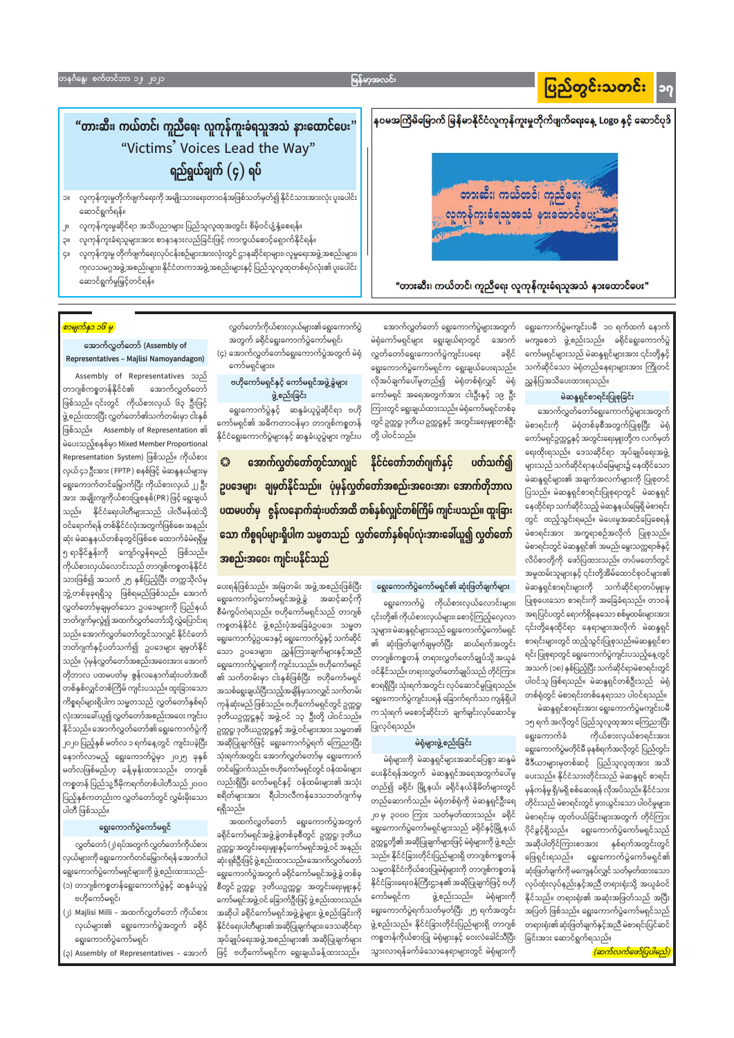# "တားဆီး၊ ကယ်တင်၊ ကူညီရေး လူကုန်ကူးခံရသူအသံ နားထောင်ပေး"

## "Victims' Voices Lead the Way"

### ရည်ရွယ်ချက် (၄) ရပ်

၁။ လူကုန်ကူးမှုတိုက်ဖျက်ရေးကို အမျိုးသားရေးတာဝန်အဖြစ်သတ်မှတ်၍ နိုင်ငံသားအားလုံး ပူးပေါင်းဆောင်ရွက်ရန်။

၂။ လူကုန်ကူးမှုဆိုင်ရာ အသိပညာများ ပြည်သူလူထုအတွင်း စိမ့်ဝင်ပျံ့နှံ့စေရန်။

၃။ လူကုန်ကူးခံရသူများအား စာနာနားလည်ခြင်းဖြင့် ကာကွယ်စောင့်ရှောက်နိုင်ရန်။

၄။ လူကုန်ကူးမှု တိုက်ဖျက်ရေးလုပ်ငန်းစဉ်များအားလုံးတွင် ဌာနဆိုင်ရာများ၊ လူမှုရေးအဖွဲ့အစည်းများ၊ ကုလသမဂ္ဂအဖွဲ့အစည်းများ၊ နိုင်ငံတကာအဖွဲ့အစည်းများနှင့် ပြည်သူလူထုတစ်ရပ်လုံး၏ ပူးပေါင်းဆောင်ရွက်မှုမြင့်တင်ရန်။

## နဝမအကြိမ်မြောက် မြန်မာနိုင်ငံလူကုန်ကူးမှုတိုက်ဖျက်ရေးနေ့ Logo နှင့် ဆောင်ပုဒ်

"တားဆီး၊ ကယ်တင်၊ ကူညီရေး လူကုန်ကူးခံရသူအသံ နားထောင်ပေး"

*စာမျက်နှာ ၁၆ မှ*

### အောက်လွှတ်တော် (Assembly of Representatives – Majlisi Namoyandagon)

Assembly of Representatives သည် တာဂျစ်ကစ္စတန်နိုင်ငံ၏ အောက်လွှတ်တော်ဖြစ်သည်။ ၎င်းတွင် ကိုယ်စားလှယ် ၆၃ ဦးဖြင့် ဖွဲ့စည်းထားပြီး လွှတ်တော်၏သက်တမ်းမှာ ငါးနှစ်ဖြစ်သည်။ Assembly of Representation ၏ မဲပေးသည့်စနစ်မှာ Mixed Member Proportional Representation System) ဖြစ်သည်။ ကိုယ်စားလှယ် ၄၁ ဦးအား (FPTP) စနစ်ဖြင့် မဲဆန္ဒနယ်များမှ ရွေးကောက်တင်မြှောက်ပြီး ကိုယ်စားလှယ် ၂၂ ဦးအား အချိုးကျကိုယ်စားပြုစနစ်(PR) ဖြင့် ရွေးချယ်သည်။ နိုင်ငံရေးပါတီများသည် ပါလီမန်ထဲသို့ ဝင်ရောက်ရန် တစ်နိုင်ငံလုံးအတွက်ဖြစ်စေ၊ အနည်းဆုံး မဲဆန္ဒနယ်တစ်ခုတွင်ဖြစ်စေ ထောက်ခံမဲရရှိမှု ၅ ရာခိုင်နှုန်းကို ကျော်လွန်ရမည် ဖြစ်သည်။ ကိုယ်စားလှယ်လောင်းသည် တာဂျစ်ကစ္စတန်နိုင်ငံသားဖြစ်၍ အသက် ၂၅ နှစ်ပြည့်ပြီး တက္ကသိုလ်မှဘွဲ့တစ်ခုခုရရှိသူ ဖြစ်ရမည်ဖြစ်သည်။ အောက်လွှတ်တော်မှချမှတ်သော ဥပဒေများကို ပြည်နယ်ဘတ်ဂျက်မှလွဲ၍ အထက်လွှတ်တော်သို့ လွှဲပြောင်းရသည်။ အောက်လွှတ်တော်တွင်သာလျှင် နိုင်ငံတော်ဘတ်ဂျက်နှင့်ပတ်သက်၍ ဥပဒေများ ချမှတ်နိုင်သည်။ ပုံမှန်လွှတ်တော်အစည်းအဝေးအား အောက်တိုဘာလ ပထမပတ်မှ ဇွန်လနောက်ဆုံးပတ်အထိ တစ်နှစ်လျှင်တစ်ကြိမ် ကျင်းပသည်။ ထူးခြားသော ကိစ္စရပ်များရှိပါက သမ္မတသည် လွှတ်တော်နှစ်ရပ်လုံးအားခေါ်ယူ၍ လွှတ်တော်အစည်းအဝေး ကျင်းပနိုင်သည်။ အောက်လွှတ်တော်၏ ရွေးကောက်ပွဲကို ၂၀၂၀ ပြည့်နှစ် မတ် ၁ ရက်နေ့တွင် ကျင်းပခဲ့ပြီး နောက်လာမည့် ရွေးကောက်ပွဲမှာ ၂၀၂၅ ခုနှစ် မတ်လဖြစ်မည်ဟု ခန့်မှန်းထားသည်။ တာဂျစ်ကစ္စတန် ပြည်သူ့ဒီမိုကရက်တစ်ပါတီသည် ၂၀၀၀ ပြည့်နှစ်ကတည်းက လွှတ်တော်တွင် လွှမ်းမိုးသောပါတီ ဖြစ်သည်။

### ရွေးကောက်ပွဲကော်မရှင်

လွှတ်တော် (၂) ရပ်အတွက် လွှတ်တော်ကိုယ်စားလှယ်များကို ရွေးကောက်တင်မြှောက်ရန် အောက်ပါ ရွေးကောက်ပွဲကော်မရှင်များကို ဖွဲ့စည်းထားသည်။

(၁) တာဂျစ်ကစ္စတန်ရွေးကောက်ပွဲနှင့် ဆန္ဒခံယူပွဲ ဗဟိုကော်မရှင်၊

(၂) Majlisi Milli – အထက်လွှတ်တော် ကိုယ်စားလှယ်များ၏ ရွေးကောက်ပွဲအတွက် ခရိုင်ရွေးကောက်ပွဲကော်မရှင်၊

(၃) Assembly of Representatives – အောက်လွှတ်တော်ကိုယ်စားလှယ်များ၏ရွေးကောက်ပွဲအတွက် ခရိုင်ရွေးကောက်ပွဲကော်မရှင်၊

(၄) အောက်လွှတ်တော်ရွေးကောက်ပွဲအတွက် မဲရုံကော်မရှင်များ။

### ဗဟိုကော်မရှင်နှင့် ကော်မရှင်အဖွဲ့ခွဲများ ဖွဲ့စည်းခြင်း

ရွေးကောက်ပွဲနှင့် ဆန္ဒခံယူပွဲဆိုင်ရာ ဗဟိုကော်မရှင်၏ အဓိကတာဝန်မှာ တာဂျစ်ကစ္စတန်နိုင်ငံရွေးကောက်ပွဲများနှင့် ဆန္ဒခံယူပွဲများ ကျင်းပေရန်ဖြစ်သည်။ အမြဲတမ်း အဖွဲ့အစည်းဖြစ်ပြီး ရွေးကောက်ပွဲကော်မရှင်အဖွဲ့ခွဲ အဆင့်ဆင့်ကို စီမံကွပ်ကဲရသည်။ ဗဟိုကော်မရှင်သည် တာဂျစ်ကစ္စတန်နိုင်ငံ ဖွဲ့စည်းပုံအခြေခံဥပဒေ၊ သမ္မတရွေးကောက်ပွဲဥပဒေနှင့် ရွေးကောက်ပွဲနှင့် သက်ဆိုင်သော ဥပဒေများ၊ ညွှန်ကြားချက်များနှင့်အညီ ရွေးကောက်ပွဲများကို ကျင်းပသည်။ ဗဟိုကော်မရှင်၏ သက်တမ်းမှာ ငါးနှစ်ဖြစ်ပြီး ဗဟိုကော်မရှင်အသစ်ရွေးချယ်ပြီးသည့်အချိန်အထိသာလျှင် သက်တမ်းကုန်ဆုံးမည် ဖြစ်သည်။ ဗဟိုကော်မရှင်တွင် ဥက္ကဋ္ဌ၊ ဒုတိယဥက္ကဋ္ဌနှင့် အဖွဲ့ဝင် ၁၃ ဦးကို ပါဝင်သည်။ ဥက္ကဋ္ဌ၊ ဒုတိယဥက္ကဋ္ဌနှင့် အဖွဲ့ဝင်များအား သမ္မတ၏ အဆိုပြုချက်ဖြင့် ရွေးကောက်ပွဲကျင်းပရာ ကြေညာပြီး သုံးရက်အတွင်း အောက်လွှတ်တော်မှ ရွေးကောက်တင်မြှောက်သည်။ ဗဟိုကော်မရှင်တွင် ဝန်ထမ်းများလည်းရှိပြီး ကော်မရှင်နှင့် ဝန်ထမ်းများ၏ အသုံးစရိတ်များအား ရိပါဘလီကန်အသေဘတ်ဂျက်မှ ရရှိသည်။

အထက်လွှတ်တော် ရွေးကောက်ပွဲအတွက် ခရိုင်ကော်မရှင်အဖွဲ့ခွဲတစ်ခုစီတွင် ဥက္ကဋ္ဌ၊ ဒုတိယဥက္ကဋ္ဌ၊ အတွင်းရေးမှူးနှင့်ကော်မရှင်အဖွဲ့ဝင် အနည်းဆုံးရှစ်ဦးဖြင့် ဖွဲ့စည်းထားသည်။ အောက်လွှတ်တော် ရွေးကောက်ပွဲအတွက် ခရိုင်ကော်မရှင်အဖွဲ့ခွဲ တစ်ခုစီတွင် ဥက္ကဋ္ဌ၊ ဒုတိယဥက္ကဋ္ဌ၊ အတွင်းရေးမှူးနှင့် ကော်မရှင်အဖွဲ့ဝင် ခြောက်ဦးဖြင့် ဖွဲ့စည်းထားသည်။ အဆိုပါ ခရိုင်ကော်မရှင်အဖွဲ့ခွဲများ ဖွဲ့စည်းခြင်းကို နိုင်ငံရေးပါတီများ၏ အဆိုပြုချက်များ၊ ဒေသဆိုင်ရာ အုပ်ချုပ်ရေးအဖွဲ့အစည်းများ၏ အဆိုပြုချက်များဖြင့် ဗဟိုကော်မရှင်က ရွေးချယ်ခန့်ထားသည်။

အောက်လွှတ်တော် ရွေးကောက်ပွဲများအတွက် မဲရုံကော်မရှင်များ ရွေးချယ်ရာတွင် အောက်လွှတ်တော်ရွေးကောက်ပွဲကျင်းပရေး ခရိုင်ရွေးကောက်ပွဲကော်မရှင်က ရွေးချယ်ပေးရသည်။ လိုအပ်ချက်ပေါ်မူတည်၍ မဲရုံတစ်ရုံလျှင် မဲရုံကော်မရှင် အရေအတွက်အား ငါးဦးမှ ၁၉ ဦးကြားတွင် ရွေးချယ်ထားသည်။ မဲရုံကော်မရှင်တစ်ခုတွင် ဥက္ကဋ္ဌ၊ ဒုတိယဥက္ကဋ္ဌနှင့် အတွင်းရေးမှူးတစ်ဦးတို့ ပါဝင်သည်။

> **အောက်လွှတ်တော်တွင်သာလျှင် နိုင်ငံတော်ဘတ်ဂျက်နှင့် ပတ်သက်၍ ဥပဒေများ ချမှတ်နိုင်သည်။ ပုံမှန်လွှတ်တော်အစည်းအဝေးအား အောက်တိုဘာလ ပထမပတ်မှ ဇွန်လနောက်ဆုံးပတ်အထိ တစ်နှစ်လျှင်တစ်ကြိမ် ကျင်းပသည်။ ထူးခြားသော ကိစ္စရပ်များရှိပါက သမ္မတသည် လွှတ်တော်နှစ်ရပ်လုံးအားခေါ်ယူ၍ လွှတ်တော်အစည်းအဝေး ကျင်းပနိုင်သည်**

### ရွေးကောက်ပွဲကော်မရှင်၏ ဆုံးဖြတ်ချက်များ

ရွေးကောက်ပွဲ ကိုယ်စားလှယ်လောင်းများ၊ ၎င်းတို့၏ကိုယ်စားလှယ်များ စောင့်ကြည့်လေ့လာသူများ၊ မဲဆန္ဒရှင်များသည် ရွေးကောက်ပွဲကော်မရှင်၏ ဆုံးဖြတ်ချက်များနှင့်ပြီး ဆယ်ရက်အတွင်း တာဂျစ်ကစ္စတန် တရားလွှတ်တော်ချုပ်သို့ အယူခံဝင်နိုင်သည်။ တရားလွှတ်တော်ချုပ်သည် တိုင်ကြားစာရရှိပြီး သုံးရက်အတွင်း လုပ်ဆောင်ပြရသည်။ ရွေးကောက်ပွဲကျင်းပရန် ခြောက်ရက်သာ ကျန်ရှိပါက သုံးရက် မစောင့်ဆိုင်းဘဲ ချက်ချင်းလုပ်ဆောင်ပြရမည်ဖြစ်သည်။

### မဲရုံများဖွဲ့စည်းခြင်း

မဲရုံများကို မဲဆန္ဒရှင်များအဆင်ပြေစွာ ဆန္ဒမဲပေးနိုင်ရန်အတွက် မဲဆန္ဒရှင်အရေအတွက်ပေါ်မူတည်၍ ခရိုင်၊ မြို့နယ်၊ ခရိုင်နယ်နိမိတ်များတွင် တည်ဆောက်သည်။ မဲရုံတစ်ရုံ၏ မဲဆန္ဒရှင်ဦးရေ ၂၀မှ ၃၀၀၀ ကြား သတ်မှတ်ထားသည်။ ခရိုင်ရွေးကောက်ပွဲကော်မရှင်များသည် ခရိုင်နှင့်မြို့နယ်ဥက္ကဋ္ဌတို့၏ အဆိုပြုချက်များဖြင့် မဲရုံများကို ဖွဲ့စည်းသည်။ နိုင်ငံခြားတိုင်းပြည်များရှိ တာဂျစ်ကစ္စတန်သမ္မတနိုင်ငံကိုယ်စားပြုမဲရုံများကို တာဂျစ်ကစ္စတန်နိုင်ငံခြားရေးဝန်ကြီးဌာန၏ အဆိုပြုချက်ဖြင့် ဗဟိုကော်မရှင်က ဖွဲ့စည်းသည်။ မဲရုံများကို ရွေးကောက်ပွဲရက်သတ်မှတ်ပြီး ၂၅ ရက်အတွင်း ဖွဲ့စည်းသည်။ နိုင်ငံခြားတိုင်းပြည်များရှိ တာဂျစ်ကစ္စတန်ကိုယ်စားပြု မဲရုံများနှင့် ဝေးလံခေါင်သီပြီး သွားလာရန်ခက်ခဲသောနေရာများတွင် မဲရုံများကို ရွေးကောက်ပွဲမကျင်းပမီ ၁၀ ရက်ထက် နောက်မကျစေဘဲ ဖွဲ့စည်းသည်။ ခရိုင်ရွေးကောက်ပွဲကော်မရှင်များသည် မဲဆန္ဒရှင်များအား ၎င်းတို့နှင့် သက်ဆိုင်သော မဲရုံတည်နေရာများအား ကြိုတင်ညွှန်ပြအသိပေးထားရသည်။

### မဲဆန္ဒရှင်စာရင်းပြုစုခြင်း

အောက်လွှတ်တော်ရွေးကောက်ပွဲများအတွက် မဲစာရင်းကို မဲရုံတစ်ခုစီအတွက်ပြုစုပြီး မဲရုံကော်မရှင်ဥက္ကဋ္ဌနှင့် အတွင်းရေးမှူးတို့က လက်မှတ်ရေးထိုးရသည်။ ဒေသအုပ်ချုပ်ရေးအဖွဲ့များသည် သက်ဆိုင်ရာနယ်မြေများ၌ နေထိုင်သော မဲဆန္ဒရှင်များ၏ အချက်အလက်များကို ပြုစုတင်ပြသည်။ မဲဆန္ဒရှင်စာရင်းပြုစုရာတွင် မဲဆန္ဒရှင်နေထိုင်ရာ သက်ဆိုင်သည့် မဲဆန္ဒနယ်မြေရှိ မဲစာရင်းတွင် ထည့်သွင်းရမည်။ မဲပေးမှုအဆင်ပြေစေရန် မဲစာရင်းအား အက္ခရာစဉ်အလိုက် ပြုစုသည်။ မဲစာရင်းတွင် မဲဆန္ဒရှင်၏ အမည်၊ မွေးသက္ကရာဇ်နှင့် လိပ်စာတို့ကို ဖော်ပြထားသည်။ တပ်တော်တွင် အမှုထမ်းသူများနှင့် ၎င်းတို့အိမ်ထောင်စုဝင်များ၏ မဲဆန္ဒရှင်စာရင်းများကို သက်ဆိုင်ရာတပ်မှူးက ပြုစုပေးသော စာရင်းကို အခြေခံရသည်။ တာဝန်အရပြင်ပတွင် ရောက်ရှိနေသော စစ်မှုထမ်းများအား ၎င်းတို့နေထိုင်ရာ နေရာများအလိုက် မဲဆန္ဒရှင်စာရင်းများတွင် ထည့်သွင်းပြုစုသည်။ မဲဆန္ဒရှင်စာရင်း ပြုစုရာတွင် ရွေးကောက်ပွဲကျင်းပသည့်နေ့တွင် အသက် (၁၈) နှစ်ပြည့်ပြီး သက်ဆိုင်ရာမဲစာရင်းတွင် ပါဝင်သူ ဖြစ်ရသည်။ မဲဆန္ဒရှင်တစ်ဦးသည် မဲရုံတစ်ရုံတွင် မဲစာရင်းတစ်နေရာသာ ပါဝင်ရသည်။

မဲဆန္ဒရှင်စာရင်းအား ရွေးကောက်ပွဲမကျင်းပမီ ၁၅ ရက် အလိုတွင် ပြည်သူလူထုအား ကြေညာပြီး ရွေးကောက်ခံ ကိုယ်စားလှယ်စာရင်းအား ရွေးကောက်ပွဲမတိုင်မီ ခုနစ်ရက်အလိုတွင် ပြင်တွင်းမီဒီယာများမှတစ်ဆင့် ပြည်သူလူထုအား အသိပေးသည်။ နိုင်ငံသားတိုင်းသည် မဲဆန္ဒရှင် စာရင်းမှန်ကန်မှု ရှိ/မရှိ စစ်ဆေးရန် လိုအပ်သည်။ နိုင်ငံသားတိုင်းသည် မဲစာရင်းတွင် မှားယွင်းသော ပါဝင်မှုများ၊ မဲစာရင်းမှ ထုတ်ပယ်ခြင်းများအတွက် တိုင်ကြားပိုင်ခွင့်ရှိသည်။ ရွေးကောက်ပွဲကော်မရှင်သည် အဆိုပါတိုင်ကြားစာအား နှစ်ရက်အတွင်းတွင် ဖြေရှင်းရသည်။ ရွေးကောက်ပွဲကော်မရှင်၏ ဆုံးဖြတ်ချက်ကို မကျေနပ်လျှင် သတ်မှတ်ထားသော လုပ်ထုံးလုပ်နည်းနှင့်အညီ တရားရုံးသို့ အယူခံဝင်နိုင်သည်။ တရားရုံး၏ အဆုံးအဖြတ်သည် အပြီးအပြတ် ဖြစ်သည်။ ရွေးကောက်ပွဲကော်မရှင်သည် တရားရုံး၏ ဆုံးဖြတ်ချက်နှင့်အညီ မဲစာရင်းပြင်ဆင်ခြင်းအား ဆောင်ရွက်ရသည်။

*(ဆက်လက်ဖော်ပြပါမည်)*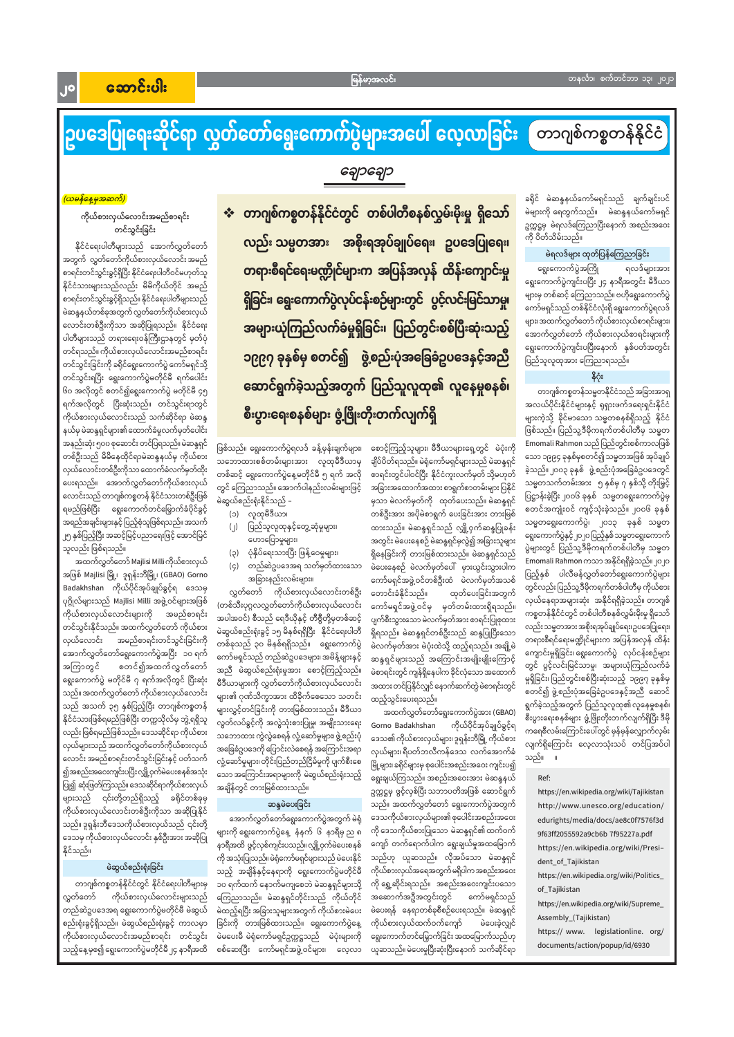# ဥပဒေပြုရေးဆိုင်ရာ လွှတ်တော်ရွေးကောက်ပွဲများအပေါ် လေ့လာခြင်း (တာဂျစ်ကစ္စတန်နိုင်ငံ)

*ချောချော*

*(ယမန်နေ့မှအဆက်)*

**ကိုယ်စားလှယ်လောင်းအမည်စာရင်း တင်သွင်းခြင်း**

နိုင်ငံရေးပါတီများသည် အောက်လွှတ်တော်အတွက် ပါတီကိုယ်စားလှယ်လောင်း အမည်စာရင်းတင်သွင်းခွင့်ရှိပြီး နိုင်ငံရေးပါတီဝင်မဟုတ်သူ နိုင်ငံသားများသည်လည်း မိမိကိုယ်တိုင် အမည်စာရင်းတင်သွင်းခွင့်ရှိသည်။ နိုင်ငံရေးပါတီများသည် မဲဆန္ဒနယ်တစ်ခုအတွက် လွှတ်တော်ကိုယ်စားလှယ်လောင်းတစ်ဦးကိုသာ အဆိုပြုရသည်။ နိုင်ငံရေးပါတီများသည် တရားရေးဝန်ကြီးဌာနတွင် မှတ်ပုံတင်ရသည်။ ကိုယ်စားလှယ်လောင်းအမည်စာရင်း တင်သွင်းခြင်းကို ခရိုင်ရွေးကောက်ပွဲ ကော်မရှင်သို့ တင်သွင်းရပြီး ရွေးကောက်ပွဲမတိုင်မီ ရက်ပေါင်း ၆၀ အလိုတွင် စတင်၍ရွေးကောက်ပွဲ မတိုင်မီ ၄၅ ရက်အလိုတွင် ပြီးဆုံးသည်။ တင်သွင်းရာတွင် ကိုယ်စားလှယ်လောင်းသည် သက်ဆိုင်ရာ မဲဆန္ဒနယ်မှ မဲဆန္ဒရှင်များ၏ ထောက်ခံမှုလက်မှတ်ပေါင်း အနည်းဆုံး ၅၀၀ ဖြစ်စေ တင်ပြရသည်။ မဲဆန္ဒရှင်တစ်ဦးသည် မိမိနေထိုင်ရာမဲဆန္ဒနယ်မှ ကိုယ်စားလှယ်လောင်းတစ်ဦးကိုသာ ထောက်ခံလက်မှတ်ထိုးပေးရသည်။ အောက်လွှတ်တော်ကိုယ်စားလှယ်လောင်းသည် တာဂျစ်ကစ္စတန် နိုင်ငံသားတစ်ဦးဖြစ်ရမည်ဖြစ်ပြီး ရွေးကောက်တင်မြှောက်ခံပိုင်ခွင့် အရည်အချင်းများနှင့် ပြည့်စုံသူဖြစ်ရသည်။ အသက် ၂၅ နှစ်ပြည့်ပြီး အဆင့်မြင့်ပညာရေးပြီး ဆောင်မြင်သူလည်း ဖြစ်ရသည်။

အထက်လွှတ်တော် Majlisi Milli ကိုယ်စားလှယ်အဖြစ် Majlisi မြို့၊ ခရိုင်များ၊ (GBAO) Gorno Badakhshan ကိုယ်ပိုင်အုပ်ချုပ်ခွင့်ရ ဒေသမှ ပုဂ္ဂိုလ်များသည် Majlisi Milli အဖွဲ့ဝင်များအဖြစ် ကိုယ်စားလှယ်လောင်းများကို အမည်စာရင်း တင်သွင်းနိုင်သည်။ အထက်လွှတ်တော် ကိုယ်စားလှယ်လောင်း အမည်စာရင်းတင်သွင်းခြင်းကို အောက်လွှတ်တော်ရွေးကောက်ပွဲအပြီး ၁၀ ရက်အကြာတွင် စတင်၍အထက်လွှတ်တော်ရွေးကောက်ပွဲ မတိုင်မီ ၇ ရက်အလိုတွင် ပြီးဆုံးသည်။ အထက်လွှတ်တော် ကိုယ်စားလှယ်လောင်းသည် အသက် ၃၅ နှစ်ပြည့်ပြီး တာဂျစ်ကစ္စတန်နိုင်ငံသားဖြစ်ရမည်ဖြစ်ပြီး တက္ကသိုလ်မှ ဘွဲ့ရရှိသူလည်း ဖြစ်ရမည်ဖြစ်သည်။ ဒေသဆိုင်ရာ ကိုယ်စားလှယ်များသည် အထက်လွှတ်တော်ကိုယ်စားလှယ်လောင်း အမည်စာရင်းတင်သွင်းခြင်း ပြုလုပ်၍အမည်စာရင်းအတည်ပြုပြီး ထုတ်ပြန်ရသည်။ ဒေသဆိုင်ရာကိုယ်စားလှယ်များသည် ၎င်းတို့တည်ရှိသည့် ခရိုင်တစ်ခုမှ ကိုယ်စားလှယ်လောင်းတစ်ဦးကိုသာ အဆိုပြုနိုင်သည်။ ဒုရှန်ဘီဒေသကိုယ်စားလှယ်သည် ၎င်းတို့ဒေသမှ ကိုယ်စားလှယ်လောင်း နှစ်ဦးအား အဆိုပြုနိုင်သည်။

**မဲဆွယ်စည်းရုံးခြင်း**

တာဂျစ်ကစ္စတန်နိုင်ငံတွင် နိုင်ငံရေးပါတီများမှ လွှတ်တော်ကိုယ်စားလှယ်လောင်းများသည် တည်ဆဲဥပဒေအရ ရွေးကောက်ပွဲမတိုင်မီ မဲဆွယ်စည်းရုံးခွင့်ရှိသည်။ မဲဆွယ်စည်းရုံးခွင့် ကာလမှာ ကိုယ်စားလှယ်လောင်းအမည်စာရင်း တင်သွင်းသည့်နေ့မှစ၍ ရွေးကောက်ပွဲမတိုင်မီ ၂၄ နာရီအထိ ဖြစ်သည်။ ရွေးကောက်ပွဲရလဒ် ခန့်မှန်းချက်များ၊ သဘောထားစစ်တမ်းများသည် လူထုမီဒီယာမှ တစ်ဆင့် ရွေးကောက်ပွဲနေ့မတိုင်မီ ၅ ရက် အလိုတွင် ကြေညာသည်။ အောက်ပါနည်းလမ်းများဖြင့် မဲဆွယ်စည်းရုံးနိုင်သည် -

(၁) လူထုမီဒီယာ၊
(၂) ပြည်သူလူထုနှင့်တွေ့ဆုံမှုများ၊ ဟောပြောမှုများ၊
(၃) ပုံနှိပ်ရေးသားပြီး ဖြန့်ဝေမှုများ၊
(၄) တည်ဆဲဥပဒေအရ သတ်မှတ်ထားသော အခြားနည်းလမ်းများ။

လွှတ်တော် ကိုယ်စားလှယ်လောင်းတစ်ဦး (တစ်သီးပုဂ္ဂလလွှတ်တော်ကိုယ်စားလှယ်လောင်း အပါအဝင်) စီသည် ရေဒီယိုနှင့် တီဗွီတို့မှတစ်ဆင့် မဲဆွယ်စည်းရုံးခွင့် ၁၅ မိနစ်ရရှိပြီး နိုင်ငံရေးပါတီတစ်ခုသည် ၃၀ မိနစ်ရရှိသည်။ ရွေးကောက်ပွဲကော်မရှင်သည် တည်ဆဲဥပဒေများ၊ အမိန့်များနှင့်အညီ မဲဆွယ်စည်းရုံးမှုအား စောင့်ကြည့်သည်။ မီဒီယာများကို လွှတ်တော်ကိုယ်စားလှယ်လောင်းများ၏ ဂုဏ်သိက္ခာအား ထိခိုက်စေသော သတင်းများလွှင့်တင်ခြင်းကို တားမြစ်ထားသည်။ မီဒီယာလွတ်လပ်ခွင့်ကို အလွဲသုံးစားပြုမှု၊ အမျိုးသားရေးသဘောထား ကွဲလွဲစေရန် လှုံ့ဆော်မှုများ၊ ဖွဲ့စည်းပုံအခြေခံဥပဒေကို ပြောင်းလဲစေရန် အကြောင်းအရာ လှုံ့ဆော်မှုများ၊ တိုင်းပြည်တည်ငြိမ်မှုကို ပျက်ပြားစေသော အကြောင်းအရာများကို မဲဆွယ်စည်းရုံးသည့်အချိန်တွင် တားမြစ်ထားသည်။

**ဆန္ဒမဲပေးခြင်း**

အောက်လွှတ်တော်ရွေးကောက်ပွဲအတွက် မဲရုံများကို ရွေးကောက်ပွဲနေ့ နံနက် ၆ နာရီမှ ည ၈ နာရီအထိ ဖွင့်လှစ်ကျင်းပသည်။ လျို့ဝှက်မဲပေးစနစ်ကို အသုံးပြုသည်။ မဲရုံကော်မရှင်များသည် မဲပေးနိုင်သည့် အချိန်နှင့်နေရာကို ရွေးကောက်ပွဲမတိုင်မီ ၁၀ ရက်ထက် နောက်မကျစေဘဲ မဲဆန္ဒရှင်များသို့ ကြေညာသည်။ မဲဆန္ဒရှင်တိုင်းသည် ကိုယ်တိုင်မဲထည့်ရပြီး အခြားသူများအတွက် ကိုယ်စားမဲပေးခြင်းကို တားမြစ်ထားသည်။ ရွေးကောက်ပွဲနေ့မဲပေးပြီး မဲရုံကော်မရှင်ဥက္ကဋ္ဌသည် မဲပုံးများကို စစ်ဆေးပြီး ကော်မရှင်အဖွဲ့ဝင်များ၊ လေ့လာစောင့်ကြည့်သူများ၊ မီဒီယာများရှေ့တွင် မဲပုံးကို ချိပ်ပိတ်ရသည်။ မဲရုံကော်မရှင်များသည် မဲဆန္ဒရှင်စာရင်းတွင်ပါဝင်ပြီး နိုင်ငံကူးလက်မှတ် သို့မဟုတ် အခြားအထောက်အထား စာရွက်စာတမ်းများ ပြနိုင်မှသာ မဲလက်မှတ်ကို ထုတ်ပေးသည်။ မဲဆန္ဒရှင်တစ်ဦးအား အပိုမဲစာရွက် ပေးခြင်းအား တားမြစ်ထားသည်။ မဲဆန္ဒရှင်သည် လျှို့ဝှက်ဆန္ဒပြုခန်းအတွင်း မဲပေးရမည်ဖြစ်ပြီး မဲဆန္ဒရှင်မှလွဲ၍ အခြားသူများ ရှိနေခြင်းကို တားမြစ်ထားသည်။ မဲဆန္ဒရှင်သည် မဲပေးနေစဉ် မဲလက်မှတ်ပေါ် မှားယွင်းသွားပါက ကော်မရှင်အဖွဲ့ဝင်တစ်ဦးထံ မဲလက်မှတ်အသစ်တောင်းခံနိုင်သည်။ ထုတ်ပေးခြင်းအတွက် ကော်မရှင်အဖွဲ့ဝင်မှ မှတ်တမ်းထားရှိရသည်။ ပျက်စီးသွားသော မဲလက်မှတ်များ စာရင်းပြုစုထားရှိရသည်။ မဲဆန္ဒရှင်တစ်ဦးသည် ဆန္ဒပြုပြီးသော မဲလက်မှတ်အား မဲပုံးထဲသို့ ထည့်ရသည်။ အချို့မဲဆန္ဒရှင်များသည် အကြောင်းအမျိုးမျိုးကြောင့် မဲရုံတွင် ကျန်ရှိနေပါက ခိုင်လုံသော အထောက်အထား တင်ပြနိုင်လျှင် နောက်ဆုံးမဲစာရင်းတွင် ထည့်သွင်းပေးရသည်။

အထက်လွှတ်တော်ရွေးကောက်ပွဲအား (GBAO) Gorno Badakhshan ကိုယ်ပိုင်အုပ်ချုပ်ခွင့်ရဒေသ၏ ကိုယ်စားလှယ်များ၊ ဒုရှန်ဘီမြို့ ကိုယ်စားလှယ်များ၊ ရီပတ်ဘလစ်ကန်ဒေသ လက်အောက်ခံမြို့များ၊ ခရိုင်များမှ စုပေါင်းအစည်းအဝေး ကျင်းပ၍ ရွေးချယ်ကြသည်။ အစည်းအဝေးအား မဲဆန္ဒနယ်ဥက္ကဋ္ဌမှ ဖွင့်လှစ်ပြီး သဘာပတိအဖြစ် ဆောင်ရွက်သည်။ အထက်လွှတ်တော် ရွေးကောက်ပွဲအတွက် ဒေသကိုယ်စားလှယ်များ၏ စုပေါင်းအစည်းအဝေးကို ဒေသကိုယ်စားပြုသော မဲဆန္ဒရှင်၏ ထက်ဝက်ကျော် တက်ရောက်ပါက ရွေးချယ်မှုအထမြောက်သည်ဟု ယူဆသည်။ လိုအပ်သော မဲဆန္ဒရှင်ကိုယ်စားလှယ်အရေအတွက် မရှိပါက အစည်းအဝေးကို ရွှေ့ဆိုင်းရသည်။ အစည်းအဝေးကျင်းပသော အဆောက်အဦအတွင်းတွင် ကော်မရှင်သည် မဲပေးရန် နေရာတစ်ခုစီစဉ်ပေးရသည်။ မဲဆန္ဒရှင်ကိုယ်စားလှယ်ထက်ဝက်ကျော် မဲပေးခဲ့လျှင် ရွေးကောက်တင်မြှောက်ခြင်း အထမြောက်သည်ဟု ယူဆသည်။ မဲပေးမှုပြီးဆုံးပြီးနောက် သက်ဆိုင်ရာခရိုင် မဲဆန္ဒနယ်ကော်မရှင်သည် ချက်ချင်းပင် မဲများကို ရေတွက်သည်။ မဲဆန္ဒနယ်ကော်မရှင်ဥက္ကဋ္ဌမှ မဲရလဒ်ကြေညာပြီးနောက် အစည်းအဝေးကို ပိတ်သိမ်းသည်။

**မဲရလဒ်များ ထုတ်ပြန်ကြေညာခြင်း**

ရွေးကောက်ပွဲအပြီး ရလဒ်များအား ရွေးကောက်ပွဲကျင်းပပြီး ၂၄ နာရီအတွင်း မီဒီယာများမှ တစ်ဆင့် ကြေညာသည်။ ဗဟိုရွေးကောက်ပွဲကော်မရှင်သည် တစ်နိုင်ငံလုံးရှိ ရွေးကောက်ပွဲရလဒ်များ အထက်လွှတ်တော် ကိုယ်စားလှယ်စာရင်းများ၊ အောက်လွှတ်တော် ကိုယ်စားလှယ်စာရင်းများကို ရွေးကောက်ပွဲကျင်းပပြီးနောက် နှစ်ပတ်အတွင်း ပြည်သူလူထုအား ကြေညာရသည်။

**နိဂုံး**

တာဂျစ်ကစ္စတန်သမ္မတနိုင်ငံသည် အခြားသော အလယ်ပိုင်းနိုင်ငံများနှင့် ရုရှားဖက်ဒရေးရှင်းနိုင်ငံများကဲ့သို့ ခိုင်မာသော သမ္မတစနစ်ရှိသည့် နိုင်ငံဖြစ်သည်။ ပြည်သူ့ဒီမိုကရက်တစ်ပါတီမှ သမ္မတ Emomali Rahmon သည်ပြည်တွင်းစစ်ကာလဖြစ်သော ၁၉၉၄ ခုနှစ်မှစတင်၍ သမ္မတအဖြစ် အုပ်ချုပ်ခဲ့သည်။ ၂၀၀၃ ခုနှစ် ဖွဲ့စည်းပုံအခြေခံဥပဒေတွင် သမ္မတသက်တမ်းအား ၅ နှစ်မှ ၇ နှစ်သို့ တိုးမြှင့်ပြဋ္ဌာန်းခဲ့ပြီး ၂၀၀၆ ခုနှစ် သမ္မတရွေးကောက်ပွဲမှ စတင်အကျိုးဝင် ကျင့်သုံးခဲ့သည်။ ၂၀၀၆ ခုနှစ် သမ္မတရွေးကောက်ပွဲ၊ ၂၀၁၃ ခုနှစ် သမ္မတရွေးကောက်ပွဲနှင့် ၂၀၂၀ ပြည့်နှစ် သမ္မတရွေးကောက်ပွဲများတွင် ပြည်သူ့ဒီမိုကရက်တစ်ပါတီမှ သမ္မတ Emomali Rahmon ကသာ အနိုင်ရရှိခဲ့သည်။ ၂၀၂၀ ပြည့်နှစ် ပါလီမန်လွှတ်တော်ရွေးကောက်ပွဲများတွင်လည်း ပြည်သူ့ဒီမိုကရက်တစ်ပါတီမှ ကိုယ်စားလှယ်နေရာအများဆုံး အနိုင်ရရှိခဲ့သည်။ တာဂျစ်ကစ္စတန်နိုင်ငံတွင် တစ်ပါတီစနစ်လွှမ်းမိုးမှု ရှိသော်လည်း သမ္မတအား အစိုးရအုပ်ချုပ်ရေးဥပဒေပြုရေး၊ တရားစီရင်ရေးမဏ္ဍိုင်များက အပြန်အလှန် ထိန်းကျောင်းမှုရှိခြင်း၊ ရွေးကောက်ပွဲ လုပ်ငန်းစဉ်များတွင် ပွင့်လင်းမြင်သာမှု၊ အမှားယုံကြည်လက်ခံမှုရှိခြင်း၊ ပြည်တွင်းစစ်ပြီးဆုံးသည့် ၁၉၉၇ ခုနှစ်မှ စတင်၍ ဖွဲ့စည်းပုံအခြေခံဥပဒေနှင့်အညီ ဆောင်ရွက်ခဲ့သည့်အတွက် ပြည်သူလူထု၏ လူနေမှုစနစ်၊ စီးပွားရေးစနစ်များ ဖွံ့ဖြိုးတိုးတက်လျက်ရှိကြောင်း လေ့လာသုံးသပ် တင်ပြအပ်ပါသည်။ ။

❖ **တာဂျစ်ကစ္စတန်နိုင်ငံတွင် တစ်ပါတီစနစ်လွှမ်းမိုးမှု ရှိသော်လည်း သမ္မတအား အစိုးရအုပ်ချုပ်ရေး ဥပဒေပြုရေး တရားစီရင်ရေးမဏ္ဍိုင်များက အပြန်အလှန် ထိန်းကျောင်းမှု ရှိခြင်း၊ ရွေးကောက်ပွဲလုပ်ငန်းစဉ်များတွင် ပွင့်လင်းမြင်သာမှု၊ အမှားယုံကြည်လက်ခံမှုရှိခြင်း၊ ပြည်တွင်းစစ်ပြီးဆုံးသည့် ၁၉၉၇ ခုနှစ်မှ စတင်၍ ဖွဲ့စည်းပုံအခြေခံဥပဒေနှင့်အညီ ဆောင်ရွက်ခဲ့သည့်အတွက် ပြည်သူလူထု၏ လူနေမှုစနစ်၊ စီးပွားရေးစနစ်များ ဖွံ့ဖြိုးတိုးတက်လျက်ရှိ**

Ref:

https://en.wikipedia.org/wiki/Tajikistan

http://www.unesco.org/education/edurights/media/docs/ae8c0f7576f3d9f63ff2055592a9cb6b 7f95227a.pdf

https://en.wikipedia.org/wiki/President_of_Tajikistan

https://en.wikipedia.org/wiki/Politics_of_Tajikistan

https://en.wikipedia.org/wiki/Supreme_Assembly_(Tajikistan)

https:// www. legislationline. org/documents/action/popup/id/6930